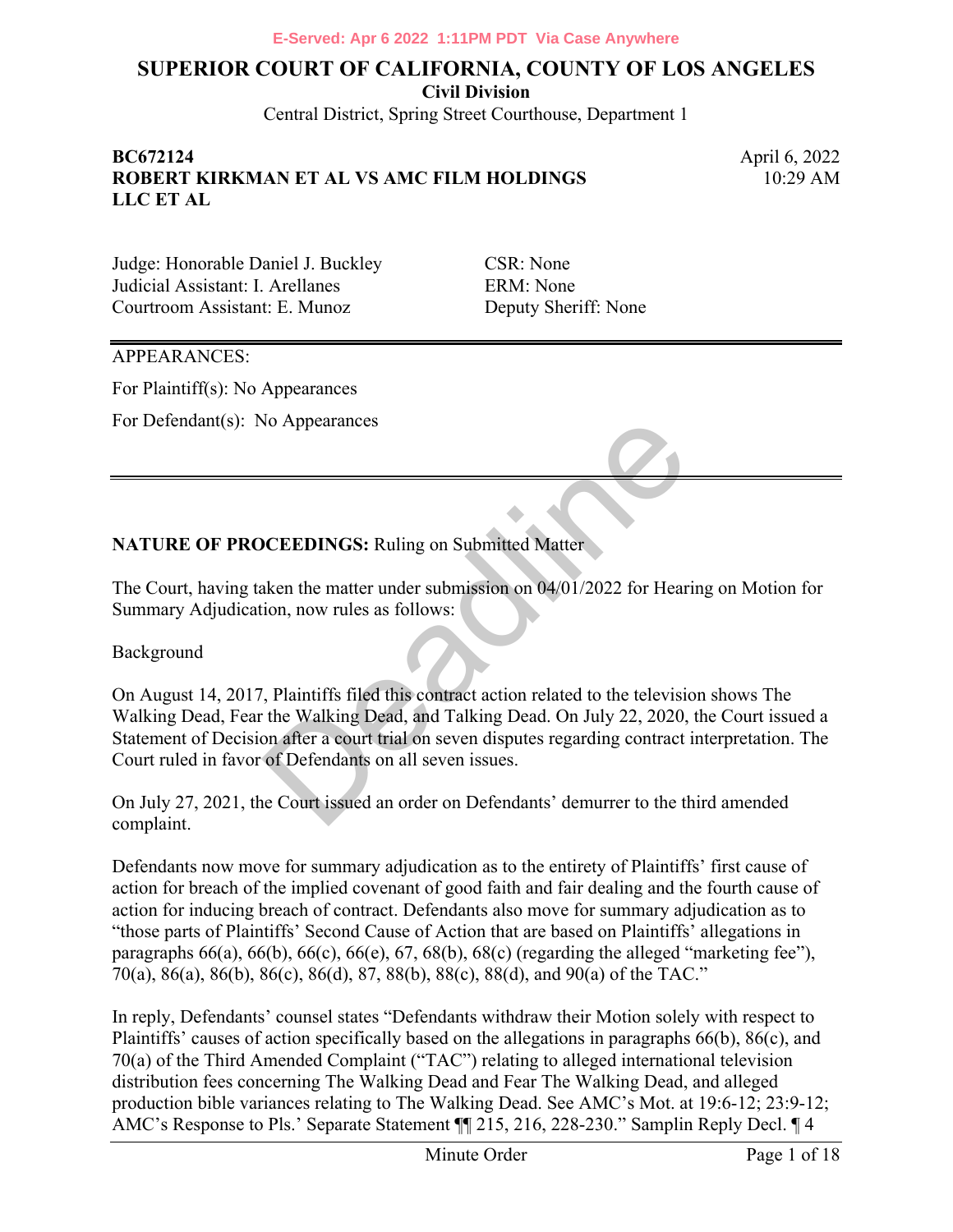E-Served: Apr 6 2022 1:11PM PDT Via Case Anywhere

# SUPERIOR COURT OF CALIFORNIA, COUNTY OF LOS ANGELES

**Civil Division**

Central District, Spring Street Courthouse, Department 1

**BC672124**
**ROBERT KIRKMAN ET AL VS AMC FILM HOLDINGS LLC ET AL**

April 6, 2022
10:29 AM

Judge: Honorable Daniel J. Buckley
Judicial Assistant: I. Arellanes
Courtroom Assistant: E. Munoz

CSR: None
ERM: None
Deputy Sheriff: None

APPEARANCES:

For Plaintiff(s): No Appearances

For Defendant(s): No Appearances

**NATURE OF PROCEEDINGS:** Ruling on Submitted Matter

The Court, having taken the matter under submission on 04/01/2022 for Hearing on Motion for Summary Adjudication, now rules as follows:

Background

On August 14, 2017, Plaintiffs filed this contract action related to the television shows The Walking Dead, Fear the Walking Dead, and Talking Dead. On July 22, 2020, the Court issued a Statement of Decision after a court trial on seven disputes regarding contract interpretation. The Court ruled in favor of Defendants on all seven issues.

On July 27, 2021, the Court issued an order on Defendants' demurrer to the third amended complaint.

Defendants now move for summary adjudication as to the entirety of Plaintiffs' first cause of action for breach of the implied covenant of good faith and fair dealing and the fourth cause of action for inducing breach of contract. Defendants also move for summary adjudication as to "those parts of Plaintiffs' Second Cause of Action that are based on Plaintiffs' allegations in paragraphs 66(a), 66(b), 66(c), 66(e), 67, 68(b), 68(c) (regarding the alleged "marketing fee"), 70(a), 86(a), 86(b), 86(c), 86(d), 87, 88(b), 88(c), 88(d), and 90(a) of the TAC."

In reply, Defendants' counsel states "Defendants withdraw their Motion solely with respect to Plaintiffs' causes of action specifically based on the allegations in paragraphs 66(b), 86(c), and 70(a) of the Third Amended Complaint ("TAC") relating to alleged international television distribution fees concerning The Walking Dead and Fear The Walking Dead, and alleged production bible variances relating to The Walking Dead. See AMC's Mot. at 19:6-12; 23:9-12; AMC's Response to Pls.' Separate Statement ¶¶ 215, 216, 228-230." Samplin Reply Decl. ¶ 4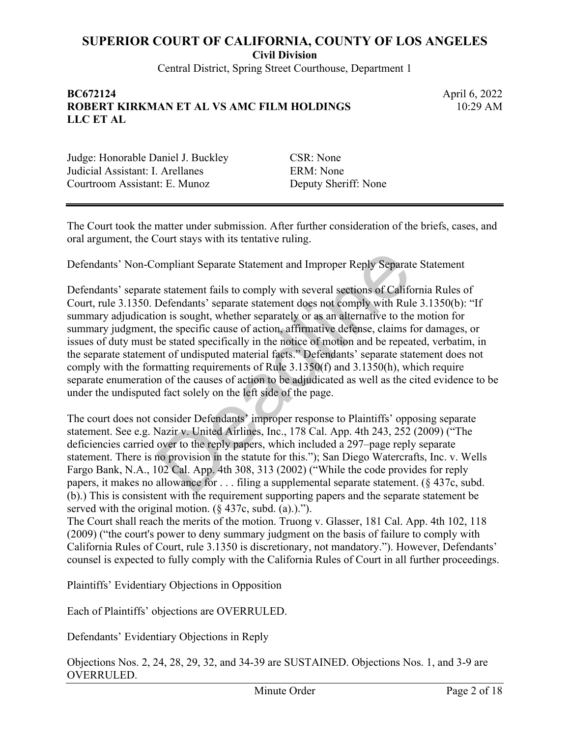# SUPERIOR COURT OF CALIFORNIA, COUNTY OF LOS ANGELES

**Civil Division**

Central District, Spring Street Courthouse, Department 1

**BC672124**
**ROBERT KIRKMAN ET AL VS AMC FILM HOLDINGS LLC ET AL**

April 6, 2022
10:29 AM

Judge: Honorable Daniel J. Buckley
Judicial Assistant: I. Arellanes
Courtroom Assistant: E. Munoz

CSR: None
ERM: None
Deputy Sheriff: None

---

The Court took the matter under submission. After further consideration of the briefs, cases, and oral argument, the Court stays with its tentative ruling.

Defendants' Non-Compliant Separate Statement and Improper Reply Separate Statement

Defendants' separate statement fails to comply with several sections of California Rules of Court, rule 3.1350. Defendants' separate statement does not comply with Rule 3.1350(b): "If summary adjudication is sought, whether separately or as an alternative to the motion for summary judgment, the specific cause of action, affirmative defense, claims for damages, or issues of duty must be stated specifically in the notice of motion and be repeated, verbatim, in the separate statement of undisputed material facts." Defendants' separate statement does not comply with the formatting requirements of Rule 3.1350(f) and 3.1350(h), which require separate enumeration of the causes of action to be adjudicated as well as the cited evidence to be under the undisputed fact solely on the left side of the page.

The court does not consider Defendants' improper response to Plaintiffs' opposing separate statement. See e.g. Nazir v. United Airlines, Inc., 178 Cal. App. 4th 243, 252 (2009) ("The deficiencies carried over to the reply papers, which included a 297–page reply separate statement. There is no provision in the statute for this."); San Diego Watercrafts, Inc. v. Wells Fargo Bank, N.A., 102 Cal. App. 4th 308, 313 (2002) ("While the code provides for reply papers, it makes no allowance for . . . filing a supplemental separate statement. (§ 437c, subd. (b).) This is consistent with the requirement supporting papers and the separate statement be served with the original motion. (§ 437c, subd. (a).).").
The Court shall reach the merits of the motion. Truong v. Glasser, 181 Cal. App. 4th 102, 118 (2009) ("the court's power to deny summary judgment on the basis of failure to comply with California Rules of Court, rule 3.1350 is discretionary, not mandatory."). However, Defendants' counsel is expected to fully comply with the California Rules of Court in all further proceedings.

Plaintiffs' Evidentiary Objections in Opposition

Each of Plaintiffs' objections are OVERRULED.

Defendants' Evidentiary Objections in Reply

Objections Nos. 2, 24, 28, 29, 32, and 34-39 are SUSTAINED. Objections Nos. 1, and 3-9 are OVERRULED.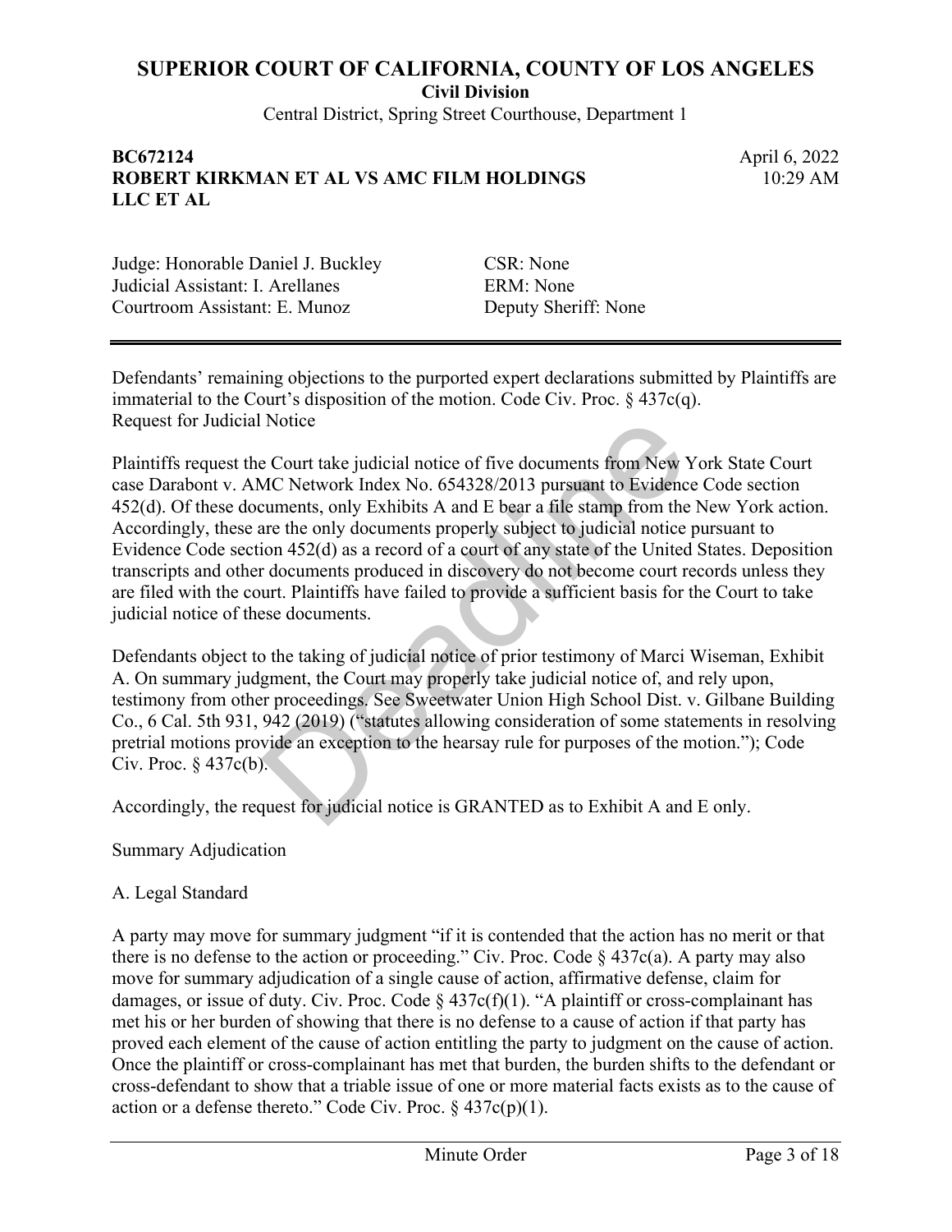Defendants' remaining objections to the purported expert declarations submitted by Plaintiffs are immaterial to the Court's disposition of the motion. Code Civ. Proc. § 437c(q).

Request for Judicial Notice

Plaintiffs request the Court take judicial notice of five documents from New York State Court case Darabont v. AMC Network Index No. 654328/2013 pursuant to Evidence Code section 452(d). Of these documents, only Exhibits A and E bear a file stamp from the New York action. Accordingly, these are the only documents properly subject to judicial notice pursuant to Evidence Code section 452(d) as a record of a court of any state of the United States. Deposition transcripts and other documents produced in discovery do not become court records unless they are filed with the court. Plaintiffs have failed to provide a sufficient basis for the Court to take judicial notice of these documents.

Defendants object to the taking of judicial notice of prior testimony of Marci Wiseman, Exhibit A. On summary judgment, the Court may properly take judicial notice of, and rely upon, testimony from other proceedings. See Sweetwater Union High School Dist. v. Gilbane Building Co., 6 Cal. 5th 931, 942 (2019) ("statutes allowing consideration of some statements in resolving pretrial motions provide an exception to the hearsay rule for purposes of the motion."); Code Civ. Proc. § 437c(b).

Accordingly, the request for judicial notice is GRANTED as to Exhibit A and E only.

Summary Adjudication

A. Legal Standard

A party may move for summary judgment "if it is contended that the action has no merit or that there is no defense to the action or proceeding." Civ. Proc. Code § 437c(a). A party may also move for summary adjudication of a single cause of action, affirmative defense, claim for damages, or issue of duty. Civ. Proc. Code § 437c(f)(1). "A plaintiff or cross-complainant has met his or her burden of showing that there is no defense to a cause of action if that party has proved each element of the cause of action entitling the party to judgment on the cause of action. Once the plaintiff or cross-complainant has met that burden, the burden shifts to the defendant or cross-defendant to show that a triable issue of one or more material facts exists as to the cause of action or a defense thereto." Code Civ. Proc. § 437c(p)(1).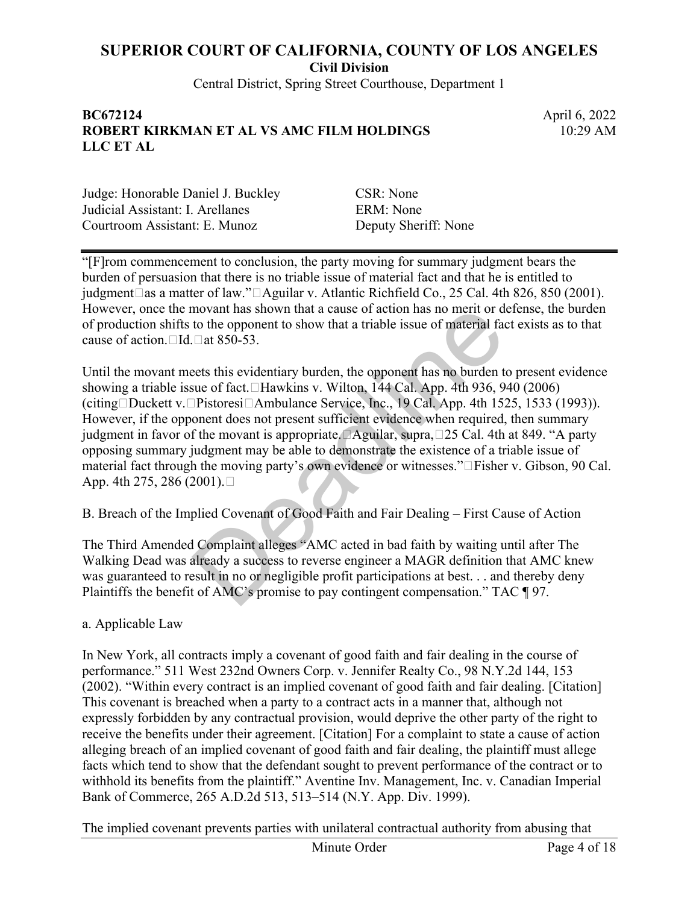“[F]rom commencement to conclusion, the party moving for summary judgment bears the burden of persuasion that there is no triable issue of material fact and that he is entitled to judgment as a matter of law.” Aguilar v. Atlantic Richfield Co., 25 Cal. 4th 826, 850 (2001). However, once the movant has shown that a cause of action has no merit or defense, the burden of production shifts to the opponent to show that a triable issue of material fact exists as to that cause of action. Id. at 850-53.

Until the movant meets this evidentiary burden, the opponent has no burden to present evidence showing a triable issue of fact. Hawkins v. Wilton, 144 Cal. App. 4th 936, 940 (2006) (citing Duckett v. Pistoresi Ambulance Service, Inc., 19 Cal. App. 4th 1525, 1533 (1993)). However, if the opponent does not present sufficient evidence when required, then summary judgment in favor of the movant is appropriate. Aguilar, supra, 25 Cal. 4th at 849. “A party opposing summary judgment may be able to demonstrate the existence of a triable issue of material fact through the moving party’s own evidence or witnesses.” Fisher v. Gibson, 90 Cal. App. 4th 275, 286 (2001).

B. Breach of the Implied Covenant of Good Faith and Fair Dealing – First Cause of Action

The Third Amended Complaint alleges “AMC acted in bad faith by waiting until after The Walking Dead was already a success to reverse engineer a MAGR definition that AMC knew was guaranteed to result in no or negligible profit participations at best. . . and thereby deny Plaintiffs the benefit of AMC’s promise to pay contingent compensation.” TAC ¶ 97.

a. Applicable Law

In New York, all contracts imply a covenant of good faith and fair dealing in the course of performance.” 511 West 232nd Owners Corp. v. Jennifer Realty Co., 98 N.Y.2d 144, 153 (2002). “Within every contract is an implied covenant of good faith and fair dealing. [Citation] This covenant is breached when a party to a contract acts in a manner that, although not expressly forbidden by any contractual provision, would deprive the other party of the right to receive the benefits under their agreement. [Citation] For a complaint to state a cause of action alleging breach of an implied covenant of good faith and fair dealing, the plaintiff must allege facts which tend to show that the defendant sought to prevent performance of the contract or to withhold its benefits from the plaintiff.” Aventine Inv. Management, Inc. v. Canadian Imperial Bank of Commerce, 265 A.D.2d 513, 513–514 (N.Y. App. Div. 1999).

The implied covenant prevents parties with unilateral contractual authority from abusing that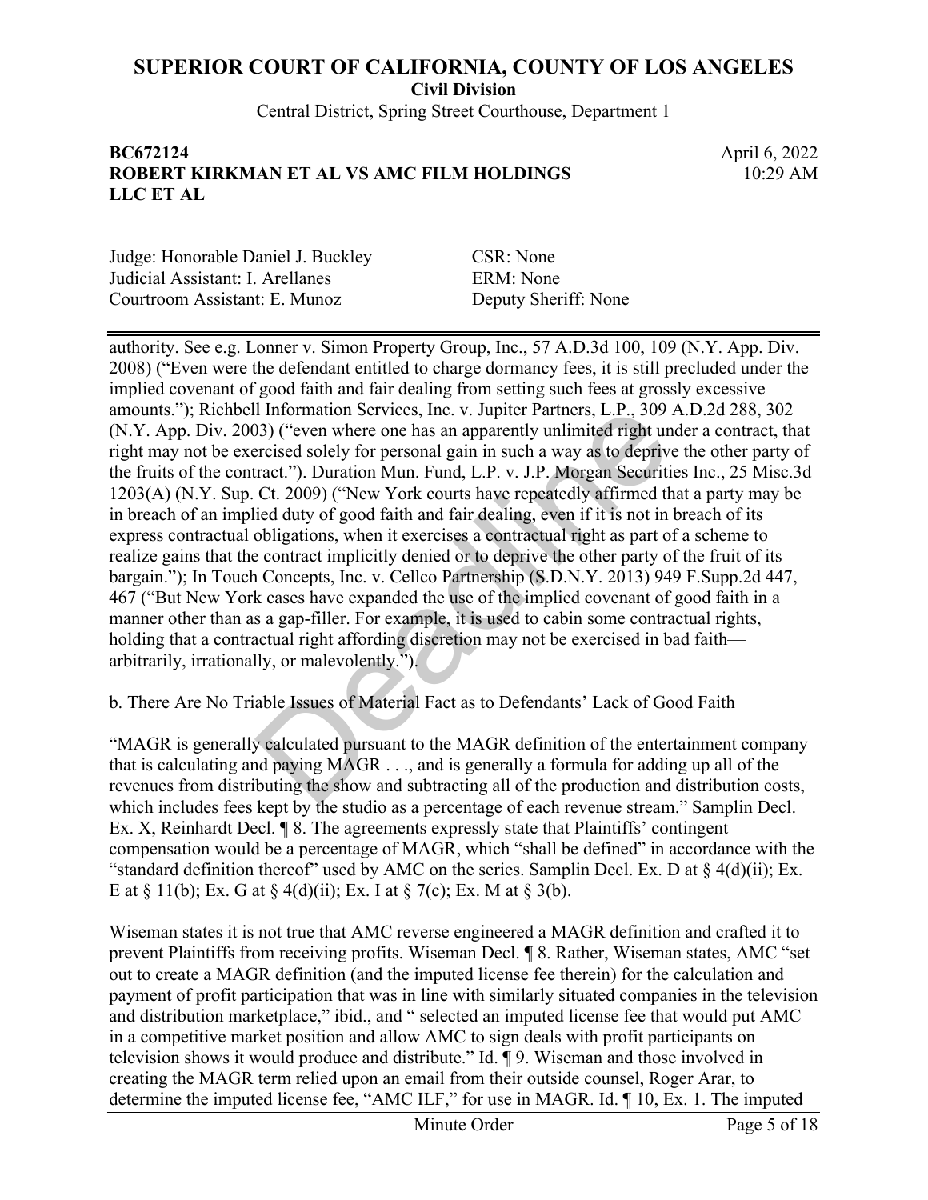authority. See e.g. Lonner v. Simon Property Group, Inc., 57 A.D.3d 100, 109 (N.Y. App. Div. 2008) ("Even were the defendant entitled to charge dormancy fees, it is still precluded under the implied covenant of good faith and fair dealing from setting such fees at grossly excessive amounts."); Richbell Information Services, Inc. v. Jupiter Partners, L.P., 309 A.D.2d 288, 302 (N.Y. App. Div. 2003) ("even where one has an apparently unlimited right under a contract, that right may not be exercised solely for personal gain in such a way as to deprive the other party of the fruits of the contract."). Duration Mun. Fund, L.P. v. J.P. Morgan Securities Inc., 25 Misc.3d 1203(A) (N.Y. Sup. Ct. 2009) ("New York courts have repeatedly affirmed that a party may be in breach of an implied duty of good faith and fair dealing, even if it is not in breach of its express contractual obligations, when it exercises a contractual right as part of a scheme to realize gains that the contract implicitly denied or to deprive the other party of the fruit of its bargain."); In Touch Concepts, Inc. v. Cellco Partnership (S.D.N.Y. 2013) 949 F.Supp.2d 447, 467 ("But New York cases have expanded the use of the implied covenant of good faith in a manner other than as a gap-filler. For example, it is used to cabin some contractual rights, holding that a contractual right affording discretion may not be exercised in bad faith—arbitrarily, irrationally, or malevolently.").

b. There Are No Triable Issues of Material Fact as to Defendants' Lack of Good Faith

"MAGR is generally calculated pursuant to the MAGR definition of the entertainment company that is calculating and paying MAGR . . ., and is generally a formula for adding up all of the revenues from distributing the show and subtracting all of the production and distribution costs, which includes fees kept by the studio as a percentage of each revenue stream." Samplin Decl. Ex. X, Reinhardt Decl. ¶ 8. The agreements expressly state that Plaintiffs' contingent compensation would be a percentage of MAGR, which "shall be defined" in accordance with the "standard definition thereof" used by AMC on the series. Samplin Decl. Ex. D at § 4(d)(ii); Ex. E at § 11(b); Ex. G at § 4(d)(ii); Ex. I at § 7(c); Ex. M at § 3(b).

Wiseman states it is not true that AMC reverse engineered a MAGR definition and crafted it to prevent Plaintiffs from receiving profits. Wiseman Decl. ¶ 8. Rather, Wiseman states, AMC "set out to create a MAGR definition (and the imputed license fee therein) for the calculation and payment of profit participation that was in line with similarly situated companies in the television and distribution marketplace," ibid., and " selected an imputed license fee that would put AMC in a competitive market position and allow AMC to sign deals with profit participants on television shows it would produce and distribute." Id. ¶ 9. Wiseman and those involved in creating the MAGR term relied upon an email from their outside counsel, Roger Arar, to determine the imputed license fee, "AMC ILF," for use in MAGR. Id. ¶ 10, Ex. 1. The imputed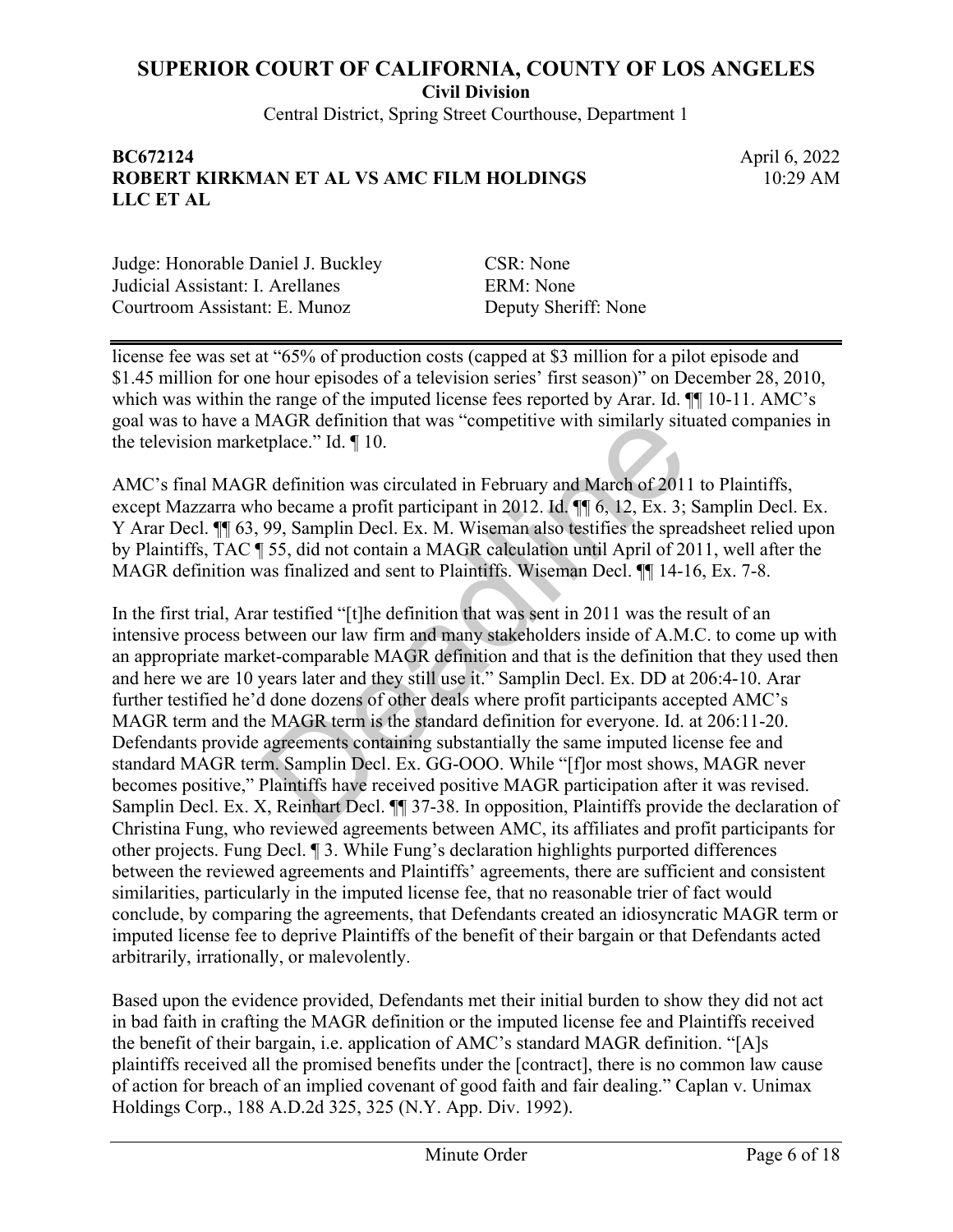license fee was set at "65% of production costs (capped at $3 million for a pilot episode and $1.45 million for one hour episodes of a television series' first season)" on December 28, 2010, which was within the range of the imputed license fees reported by Arar. Id. ¶¶ 10-11. AMC's goal was to have a MAGR definition that was "competitive with similarly situated companies in the television marketplace." Id. ¶ 10.

AMC's final MAGR definition was circulated in February and March of 2011 to Plaintiffs, except Mazzarra who became a profit participant in 2012. Id. ¶¶ 6, 12, Ex. 3; Samplin Decl. Ex. Y Arar Decl. ¶¶ 63, 99, Samplin Decl. Ex. M. Wiseman also testifies the spreadsheet relied upon by Plaintiffs, TAC ¶ 55, did not contain a MAGR calculation until April of 2011, well after the MAGR definition was finalized and sent to Plaintiffs. Wiseman Decl. ¶¶ 14-16, Ex. 7-8.

In the first trial, Arar testified "[t]he definition that was sent in 2011 was the result of an intensive process between our law firm and many stakeholders inside of A.M.C. to come up with an appropriate market-comparable MAGR definition and that is the definition that they used then and here we are 10 years later and they still use it." Samplin Decl. Ex. DD at 206:4-10. Arar further testified he'd done dozens of other deals where profit participants accepted AMC's MAGR term and the MAGR term is the standard definition for everyone. Id. at 206:11-20. Defendants provide agreements containing substantially the same imputed license fee and standard MAGR term. Samplin Decl. Ex. GG-OOO. While "[f]or most shows, MAGR never becomes positive," Plaintiffs have received positive MAGR participation after it was revised. Samplin Decl. Ex. X, Reinhart Decl. ¶¶ 37-38. In opposition, Plaintiffs provide the declaration of Christina Fung, who reviewed agreements between AMC, its affiliates and profit participants for other projects. Fung Decl. ¶ 3. While Fung's declaration highlights purported differences between the reviewed agreements and Plaintiffs' agreements, there are sufficient and consistent similarities, particularly in the imputed license fee, that no reasonable trier of fact would conclude, by comparing the agreements, that Defendants created an idiosyncratic MAGR term or imputed license fee to deprive Plaintiffs of the benefit of their bargain or that Defendants acted arbitrarily, irrationally, or malevolently.

Based upon the evidence provided, Defendants met their initial burden to show they did not act in bad faith in crafting the MAGR definition or the imputed license fee and Plaintiffs received the benefit of their bargain, i.e. application of AMC's standard MAGR definition. "[A]s plaintiffs received all the promised benefits under the [contract], there is no common law cause of action for breach of an implied covenant of good faith and fair dealing." Caplan v. Unimax Holdings Corp., 188 A.D.2d 325, 325 (N.Y. App. Div. 1992).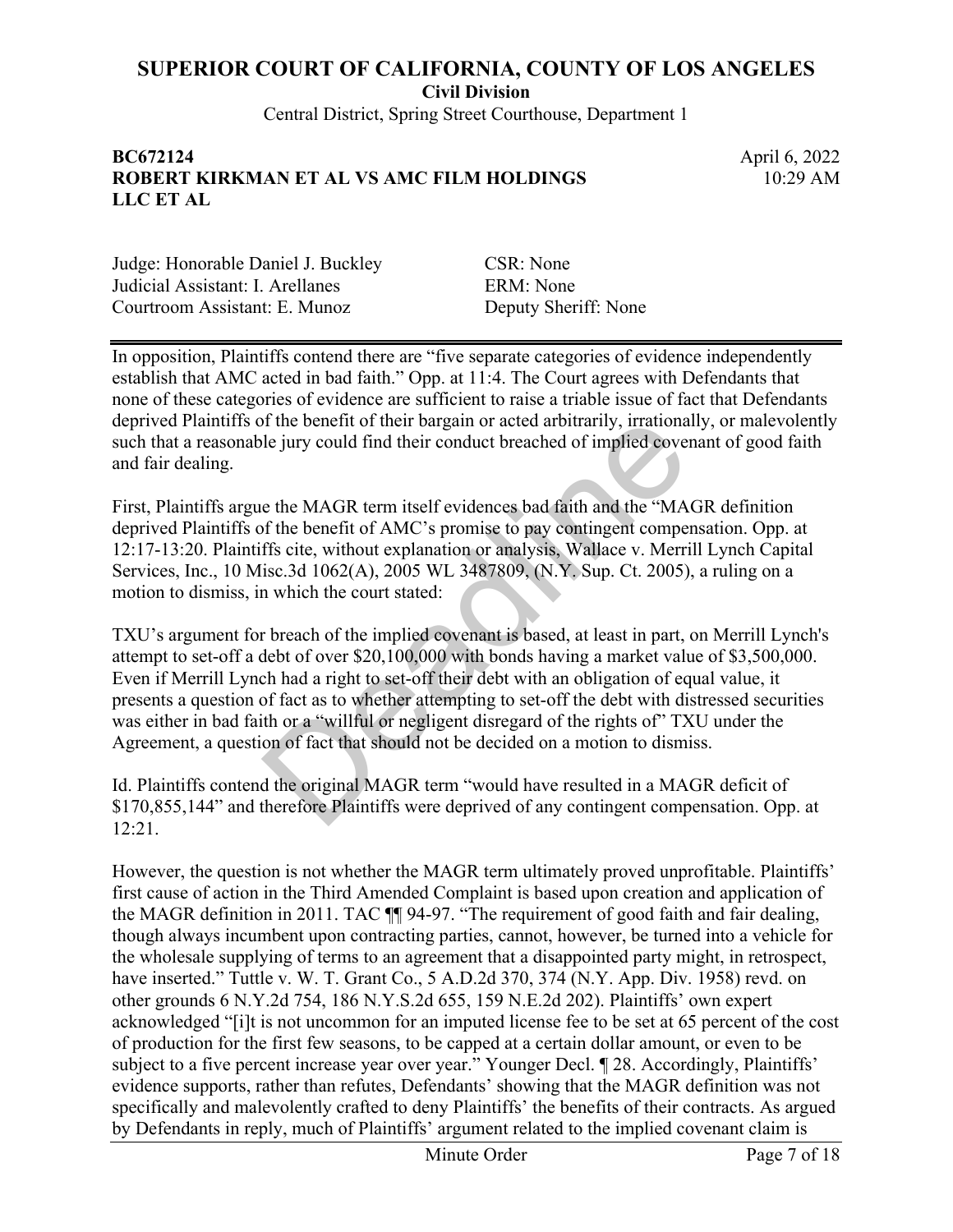# SUPERIOR COURT OF CALIFORNIA, COUNTY OF LOS ANGELES

**Civil Division**

Central District, Spring Street Courthouse, Department 1

**BC672124** April 6, 2022
**ROBERT KIRKMAN ET AL VS AMC FILM HOLDINGS LLC ET AL** 10:29 AM

Judge: Honorable Daniel J. Buckley CSR: None
Judicial Assistant: I. Arellanes ERM: None
Courtroom Assistant: E. Munoz Deputy Sheriff: None

---

In opposition, Plaintiffs contend there are "five separate categories of evidence independently establish that AMC acted in bad faith." Opp. at 11:4. The Court agrees with Defendants that none of these categories of evidence are sufficient to raise a triable issue of fact that Defendants deprived Plaintiffs of the benefit of their bargain or acted arbitrarily, irrationally, or malevolently such that a reasonable jury could find their conduct breached of implied covenant of good faith and fair dealing.

First, Plaintiffs argue the MAGR term itself evidences bad faith and the "MAGR definition deprived Plaintiffs of the benefit of AMC's promise to pay contingent compensation. Opp. at 12:17-13:20. Plaintiffs cite, without explanation or analysis, Wallace v. Merrill Lynch Capital Services, Inc., 10 Misc.3d 1062(A), 2005 WL 3487809, (N.Y. Sup. Ct. 2005), a ruling on a motion to dismiss, in which the court stated:

TXU's argument for breach of the implied covenant is based, at least in part, on Merrill Lynch's attempt to set-off a debt of over $20,100,000 with bonds having a market value of $3,500,000. Even if Merrill Lynch had a right to set-off their debt with an obligation of equal value, it presents a question of fact as to whether attempting to set-off the debt with distressed securities was either in bad faith or a "willful or negligent disregard of the rights of" TXU under the Agreement, a question of fact that should not be decided on a motion to dismiss.

Id. Plaintiffs contend the original MAGR term "would have resulted in a MAGR deficit of $170,855,144" and therefore Plaintiffs were deprived of any contingent compensation. Opp. at 12:21.

However, the question is not whether the MAGR term ultimately proved unprofitable. Plaintiffs' first cause of action in the Third Amended Complaint is based upon creation and application of the MAGR definition in 2011. TAC ¶¶ 94-97. "The requirement of good faith and fair dealing, though always incumbent upon contracting parties, cannot, however, be turned into a vehicle for the wholesale supplying of terms to an agreement that a disappointed party might, in retrospect, have inserted." Tuttle v. W. T. Grant Co., 5 A.D.2d 370, 374 (N.Y. App. Div. 1958) revd. on other grounds 6 N.Y.2d 754, 186 N.Y.S.2d 655, 159 N.E.2d 202). Plaintiffs' own expert acknowledged "[i]t is not uncommon for an imputed license fee to be set at 65 percent of the cost of production for the first few seasons, to be capped at a certain dollar amount, or even to be subject to a five percent increase year over year." Younger Decl. ¶ 28. Accordingly, Plaintiffs' evidence supports, rather than refutes, Defendants' showing that the MAGR definition was not specifically and malevolently crafted to deny Plaintiffs' the benefits of their contracts. As argued by Defendants in reply, much of Plaintiffs' argument related to the implied covenant claim is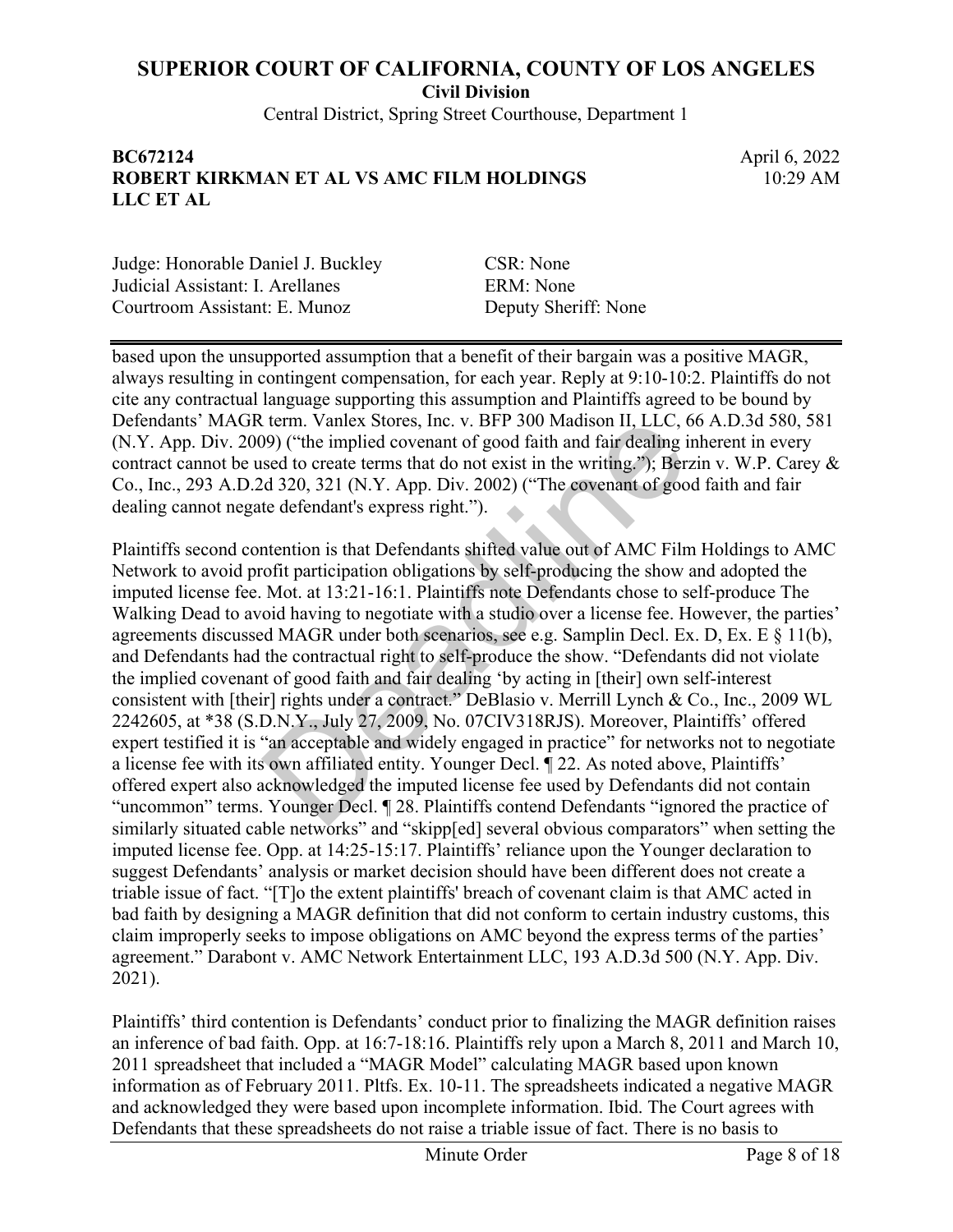based upon the unsupported assumption that a benefit of their bargain was a positive MAGR, always resulting in contingent compensation, for each year. Reply at 9:10-10:2. Plaintiffs do not cite any contractual language supporting this assumption and Plaintiffs agreed to be bound by Defendants' MAGR term. Vanlex Stores, Inc. v. BFP 300 Madison II, LLC, 66 A.D.3d 580, 581 (N.Y. App. Div. 2009) ("the implied covenant of good faith and fair dealing inherent in every contract cannot be used to create terms that do not exist in the writing."); Berzin v. W.P. Carey & Co., Inc., 293 A.D.2d 320, 321 (N.Y. App. Div. 2002) ("The covenant of good faith and fair dealing cannot negate defendant's express right.").

Plaintiffs second contention is that Defendants shifted value out of AMC Film Holdings to AMC Network to avoid profit participation obligations by self-producing the show and adopted the imputed license fee. Mot. at 13:21-16:1. Plaintiffs note Defendants chose to self-produce The Walking Dead to avoid having to negotiate with a studio over a license fee. However, the parties' agreements discussed MAGR under both scenarios, see e.g. Samplin Decl. Ex. D, Ex. E § 11(b), and Defendants had the contractual right to self-produce the show. "Defendants did not violate the implied covenant of good faith and fair dealing 'by acting in [their] own self-interest consistent with [their] rights under a contract." DeBlasio v. Merrill Lynch & Co., Inc., 2009 WL 2242605, at *38 (S.D.N.Y., July 27, 2009, No. 07CIV318RJS). Moreover, Plaintiffs' offered expert testified it is "an acceptable and widely engaged in practice" for networks not to negotiate a license fee with its own affiliated entity. Younger Decl. ¶ 22. As noted above, Plaintiffs' offered expert also acknowledged the imputed license fee used by Defendants did not contain "uncommon" terms. Younger Decl. ¶ 28. Plaintiffs contend Defendants "ignored the practice of similarly situated cable networks" and "skipp[ed] several obvious comparators" when setting the imputed license fee. Opp. at 14:25-15:17. Plaintiffs' reliance upon the Younger declaration to suggest Defendants' analysis or market decision should have been different does not create a triable issue of fact. "[T]o the extent plaintiffs' breach of covenant claim is that AMC acted in bad faith by designing a MAGR definition that did not conform to certain industry customs, this claim improperly seeks to impose obligations on AMC beyond the express terms of the parties' agreement." Darabont v. AMC Network Entertainment LLC, 193 A.D.3d 500 (N.Y. App. Div. 2021).

Plaintiffs' third contention is Defendants' conduct prior to finalizing the MAGR definition raises an inference of bad faith. Opp. at 16:7-18:16. Plaintiffs rely upon a March 8, 2011 and March 10, 2011 spreadsheet that included a "MAGR Model" calculating MAGR based upon known information as of February 2011. Pltfs. Ex. 10-11. The spreadsheets indicated a negative MAGR and acknowledged they were based upon incomplete information. Ibid. The Court agrees with Defendants that these spreadsheets do not raise a triable issue of fact. There is no basis to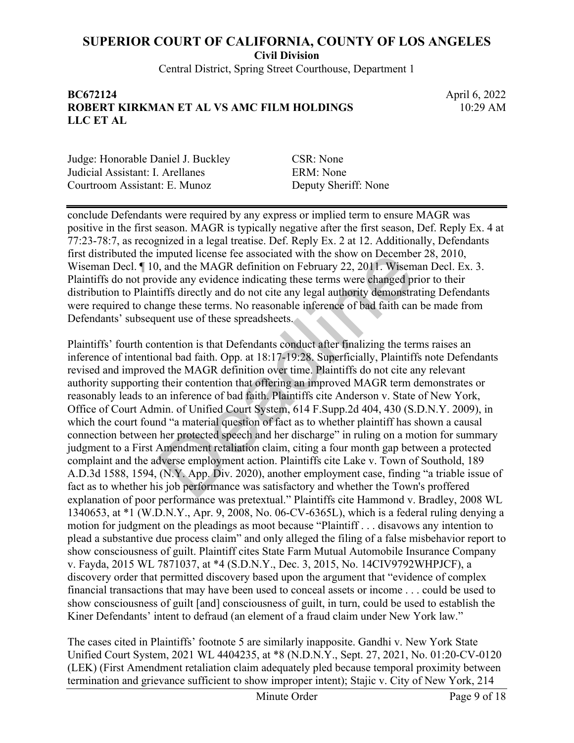conclude Defendants were required by any express or implied term to ensure MAGR was positive in the first season. MAGR is typically negative after the first season, Def. Reply Ex. 4 at 77:23-78:7, as recognized in a legal treatise. Def. Reply Ex. 2 at 12. Additionally, Defendants first distributed the imputed license fee associated with the show on December 28, 2010, Wiseman Decl. ¶ 10, and the MAGR definition on February 22, 2011. Wiseman Decl. Ex. 3. Plaintiffs do not provide any evidence indicating these terms were changed prior to their distribution to Plaintiffs directly and do not cite any legal authority demonstrating Defendants were required to change these terms. No reasonable inference of bad faith can be made from Defendants' subsequent use of these spreadsheets.

Plaintiffs' fourth contention is that Defendants conduct after finalizing the terms raises an inference of intentional bad faith. Opp. at 18:17-19:28. Superficially, Plaintiffs note Defendants revised and improved the MAGR definition over time. Plaintiffs do not cite any relevant authority supporting their contention that offering an improved MAGR term demonstrates or reasonably leads to an inference of bad faith. Plaintiffs cite Anderson v. State of New York, Office of Court Admin. of Unified Court System, 614 F.Supp.2d 404, 430 (S.D.N.Y. 2009), in which the court found "a material question of fact as to whether plaintiff has shown a causal connection between her protected speech and her discharge" in ruling on a motion for summary judgment to a First Amendment retaliation claim, citing a four month gap between a protected complaint and the adverse employment action. Plaintiffs cite Lake v. Town of Southold, 189 A.D.3d 1588, 1594, (N.Y. App. Div. 2020), another employment case, finding "a triable issue of fact as to whether his job performance was satisfactory and whether the Town's proffered explanation of poor performance was pretextual." Plaintiffs cite Hammond v. Bradley, 2008 WL 1340653, at *1 (W.D.N.Y., Apr. 9, 2008, No. 06-CV-6365L), which is a federal ruling denying a motion for judgment on the pleadings as moot because "Plaintiff . . . disavows any intention to plead a substantive due process claim" and only alleged the filing of a false misbehavior report to show consciousness of guilt. Plaintiff cites State Farm Mutual Automobile Insurance Company v. Fayda, 2015 WL 7871037, at *4 (S.D.N.Y., Dec. 3, 2015, No. 14CIV9792WHPJCF), a discovery order that permitted discovery based upon the argument that "evidence of complex financial transactions that may have been used to conceal assets or income . . . could be used to show consciousness of guilt [and] consciousness of guilt, in turn, could be used to establish the Kiner Defendants' intent to defraud (an element of a fraud claim under New York law."

The cases cited in Plaintiffs' footnote 5 are similarly inapposite. Gandhi v. New York State Unified Court System, 2021 WL 4404235, at *8 (N.D.N.Y., Sept. 27, 2021, No. 01:20-CV-0120 (LEK) (First Amendment retaliation claim adequately pled because temporal proximity between termination and grievance sufficient to show improper intent); Stajic v. City of New York, 214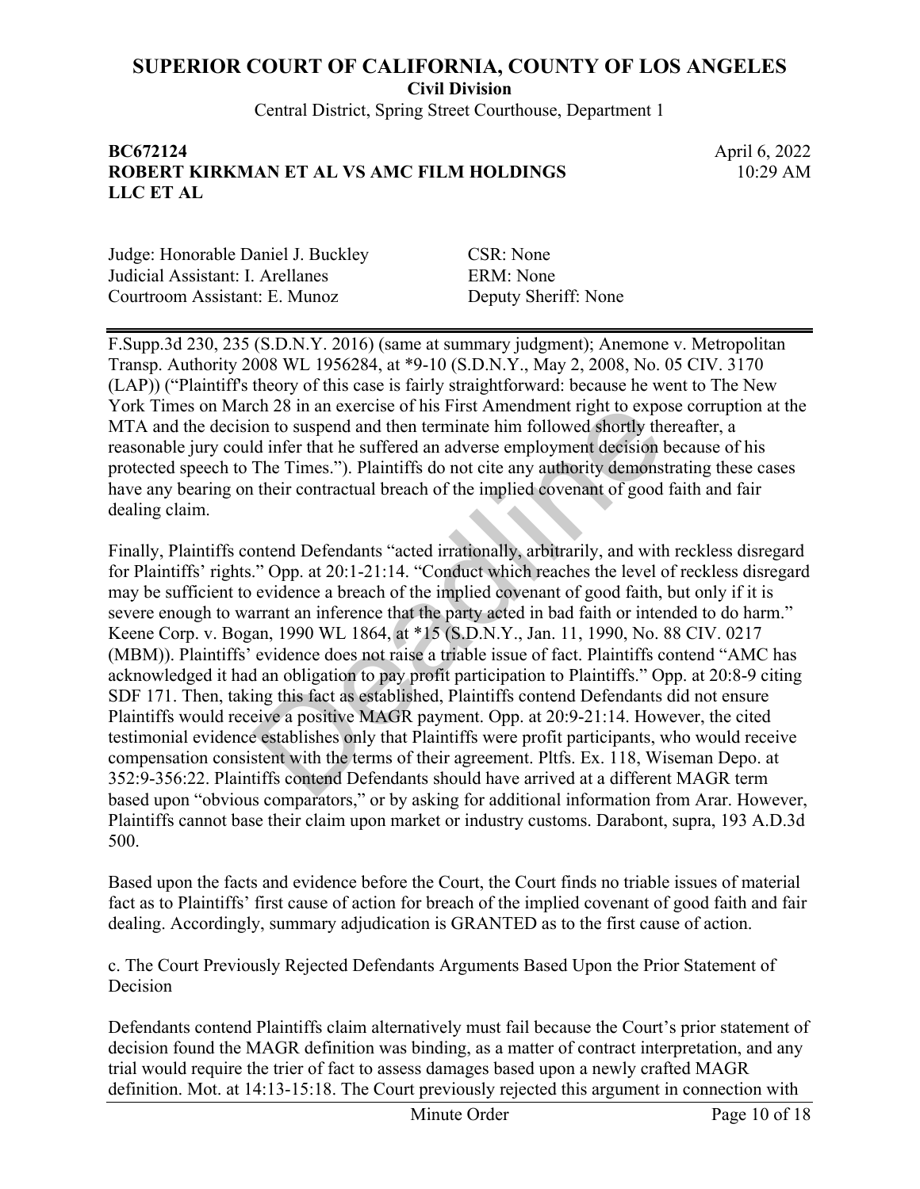F.Supp.3d 230, 235 (S.D.N.Y. 2016) (same at summary judgment); Anemone v. Metropolitan Transp. Authority 2008 WL 1956284, at *9-10 (S.D.N.Y., May 2, 2008, No. 05 CIV. 3170 (LAP)) ("Plaintiff's theory of this case is fairly straightforward: because he went to The New York Times on March 28 in an exercise of his First Amendment right to expose corruption at the MTA and the decision to suspend and then terminate him followed shortly thereafter, a reasonable jury could infer that he suffered an adverse employment decision because of his protected speech to The Times."). Plaintiffs do not cite any authority demonstrating these cases have any bearing on their contractual breach of the implied covenant of good faith and fair dealing claim.

Finally, Plaintiffs contend Defendants "acted irrationally, arbitrarily, and with reckless disregard for Plaintiffs' rights." Opp. at 20:1-21:14. "Conduct which reaches the level of reckless disregard may be sufficient to evidence a breach of the implied covenant of good faith, but only if it is severe enough to warrant an inference that the party acted in bad faith or intended to do harm." Keene Corp. v. Bogan, 1990 WL 1864, at *15 (S.D.N.Y., Jan. 11, 1990, No. 88 CIV. 0217 (MBM)). Plaintiffs' evidence does not raise a triable issue of fact. Plaintiffs contend "AMC has acknowledged it had an obligation to pay profit participation to Plaintiffs." Opp. at 20:8-9 citing SDF 171. Then, taking this fact as established, Plaintiffs contend Defendants did not ensure Plaintiffs would receive a positive MAGR payment. Opp. at 20:9-21:14. However, the cited testimonial evidence establishes only that Plaintiffs were profit participants, who would receive compensation consistent with the terms of their agreement. Pltfs. Ex. 118, Wiseman Depo. at 352:9-356:22. Plaintiffs contend Defendants should have arrived at a different MAGR term based upon "obvious comparators," or by asking for additional information from Arar. However, Plaintiffs cannot base their claim upon market or industry customs. Darabont, supra, 193 A.D.3d 500.

Based upon the facts and evidence before the Court, the Court finds no triable issues of material fact as to Plaintiffs' first cause of action for breach of the implied covenant of good faith and fair dealing. Accordingly, summary adjudication is GRANTED as to the first cause of action.

c. The Court Previously Rejected Defendants Arguments Based Upon the Prior Statement of Decision

Defendants contend Plaintiffs claim alternatively must fail because the Court's prior statement of decision found the MAGR definition was binding, as a matter of contract interpretation, and any trial would require the trier of fact to assess damages based upon a newly crafted MAGR definition. Mot. at 14:13-15:18. The Court previously rejected this argument in connection with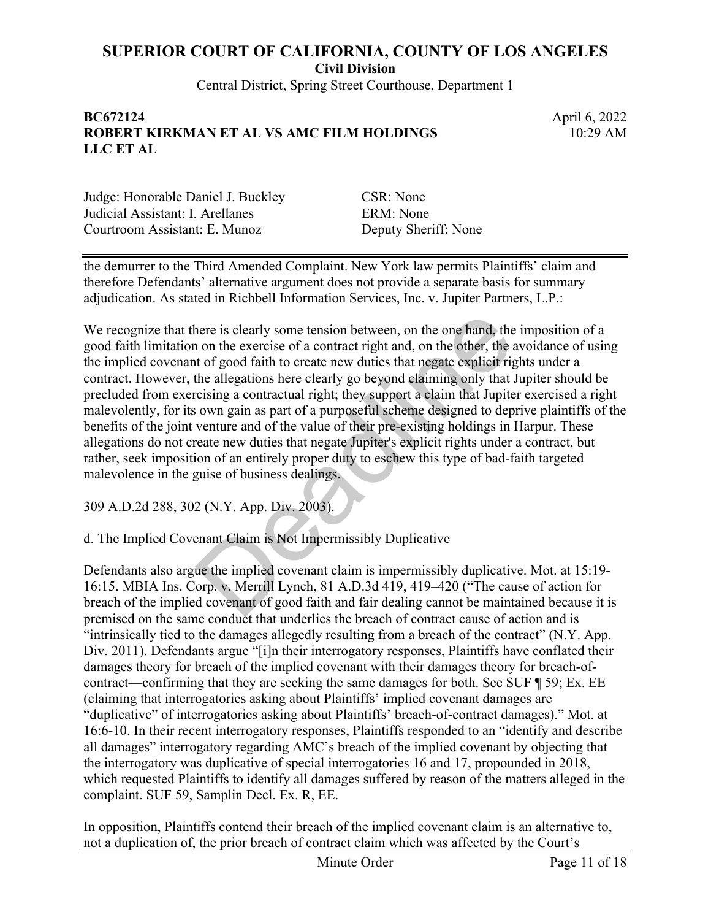the demurrer to the Third Amended Complaint. New York law permits Plaintiffs' claim and therefore Defendants' alternative argument does not provide a separate basis for summary adjudication. As stated in Richbell Information Services, Inc. v. Jupiter Partners, L.P.:

We recognize that there is clearly some tension between, on the one hand, the imposition of a good faith limitation on the exercise of a contract right and, on the other, the avoidance of using the implied covenant of good faith to create new duties that negate explicit rights under a contract. However, the allegations here clearly go beyond claiming only that Jupiter should be precluded from exercising a contractual right; they support a claim that Jupiter exercised a right malevolently, for its own gain as part of a purposeful scheme designed to deprive plaintiffs of the benefits of the joint venture and of the value of their pre-existing holdings in Harpur. These allegations do not create new duties that negate Jupiter's explicit rights under a contract, but rather, seek imposition of an entirely proper duty to eschew this type of bad-faith targeted malevolence in the guise of business dealings.

309 A.D.2d 288, 302 (N.Y. App. Div. 2003).

d. The Implied Covenant Claim is Not Impermissibly Duplicative

Defendants also argue the implied covenant claim is impermissibly duplicative. Mot. at 15:19-16:15. MBIA Ins. Corp. v. Merrill Lynch, 81 A.D.3d 419, 419–420 ("The cause of action for breach of the implied covenant of good faith and fair dealing cannot be maintained because it is premised on the same conduct that underlies the breach of contract cause of action and is "intrinsically tied to the damages allegedly resulting from a breach of the contract" (N.Y. App. Div. 2011). Defendants argue "[i]n their interrogatory responses, Plaintiffs have conflated their damages theory for breach of the implied covenant with their damages theory for breach-of-contract—confirming that they are seeking the same damages for both. See SUF ¶ 59; Ex. EE (claiming that interrogatories asking about Plaintiffs' implied covenant damages are "duplicative" of interrogatories asking about Plaintiffs' breach-of-contract damages)." Mot. at 16:6-10. In their recent interrogatory responses, Plaintiffs responded to an "identify and describe all damages" interrogatory regarding AMC's breach of the implied covenant by objecting that the interrogatory was duplicative of special interrogatories 16 and 17, propounded in 2018, which requested Plaintiffs to identify all damages suffered by reason of the matters alleged in the complaint. SUF 59, Samplin Decl. Ex. R, EE.

In opposition, Plaintiffs contend their breach of the implied covenant claim is an alternative to, not a duplication of, the prior breach of contract claim which was affected by the Court's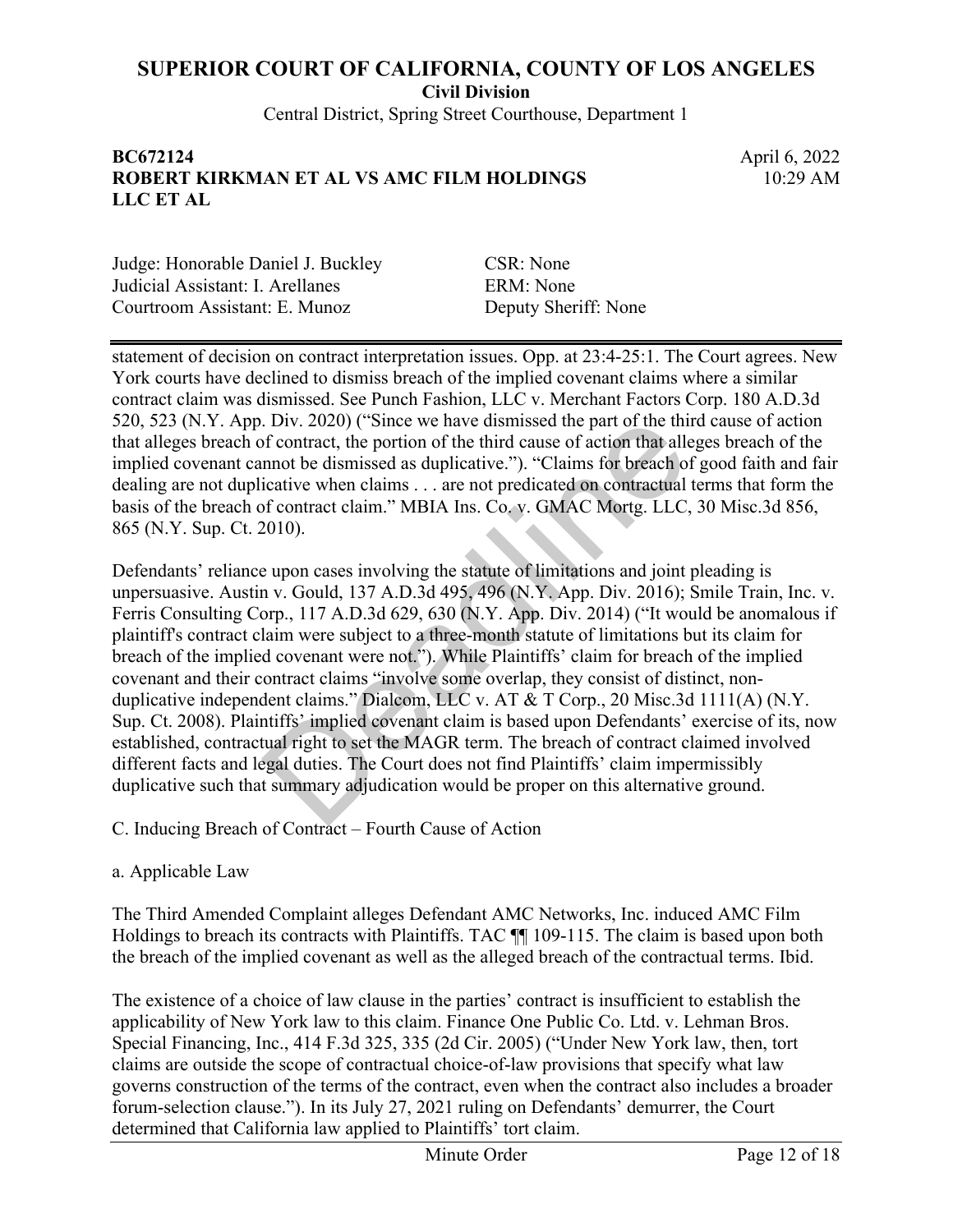statement of decision on contract interpretation issues. Opp. at 23:4-25:1. The Court agrees. New York courts have declined to dismiss breach of the implied covenant claims where a similar contract claim was dismissed. See Punch Fashion, LLC v. Merchant Factors Corp. 180 A.D.3d 520, 523 (N.Y. App. Div. 2020) ("Since we have dismissed the part of the third cause of action that alleges breach of contract, the portion of the third cause of action that alleges breach of the implied covenant cannot be dismissed as duplicative."). "Claims for breach of good faith and fair dealing are not duplicative when claims . . . are not predicated on contractual terms that form the basis of the breach of contract claim." MBIA Ins. Co. v. GMAC Mortg. LLC, 30 Misc.3d 856, 865 (N.Y. Sup. Ct. 2010).

Defendants' reliance upon cases involving the statute of limitations and joint pleading is unpersuasive. Austin v. Gould, 137 A.D.3d 495, 496 (N.Y. App. Div. 2016); Smile Train, Inc. v. Ferris Consulting Corp., 117 A.D.3d 629, 630 (N.Y. App. Div. 2014) ("It would be anomalous if plaintiff's contract claim were subject to a three-month statute of limitations but its claim for breach of the implied covenant were not."). While Plaintiffs' claim for breach of the implied covenant and their contract claims "involve some overlap, they consist of distinct, non-duplicative independent claims." Dialcom, LLC v. AT & T Corp., 20 Misc.3d 1111(A) (N.Y. Sup. Ct. 2008). Plaintiffs' implied covenant claim is based upon Defendants' exercise of its, now established, contractual right to set the MAGR term. The breach of contract claimed involved different facts and legal duties. The Court does not find Plaintiffs' claim impermissibly duplicative such that summary adjudication would be proper on this alternative ground.

C. Inducing Breach of Contract – Fourth Cause of Action

a. Applicable Law

The Third Amended Complaint alleges Defendant AMC Networks, Inc. induced AMC Film Holdings to breach its contracts with Plaintiffs. TAC ¶¶ 109-115. The claim is based upon both the breach of the implied covenant as well as the alleged breach of the contractual terms. Ibid.

The existence of a choice of law clause in the parties' contract is insufficient to establish the applicability of New York law to this claim. Finance One Public Co. Ltd. v. Lehman Bros. Special Financing, Inc., 414 F.3d 325, 335 (2d Cir. 2005) ("Under New York law, then, tort claims are outside the scope of contractual choice-of-law provisions that specify what law governs construction of the terms of the contract, even when the contract also includes a broader forum-selection clause."). In its July 27, 2021 ruling on Defendants' demurrer, the Court determined that California law applied to Plaintiffs' tort claim.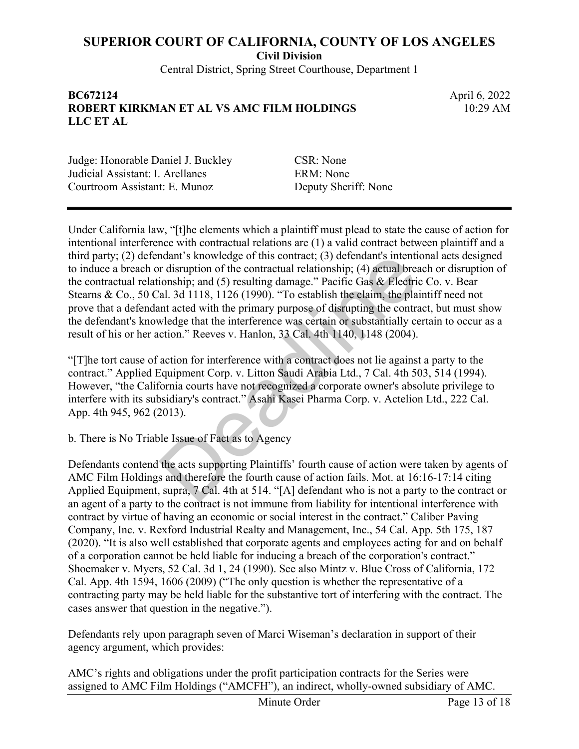Under California law, "[t]he elements which a plaintiff must plead to state the cause of action for intentional interference with contractual relations are (1) a valid contract between plaintiff and a third party; (2) defendant's knowledge of this contract; (3) defendant's intentional acts designed to induce a breach or disruption of the contractual relationship; (4) actual breach or disruption of the contractual relationship; and (5) resulting damage." Pacific Gas & Electric Co. v. Bear Stearns & Co., 50 Cal. 3d 1118, 1126 (1990). "To establish the claim, the plaintiff need not prove that a defendant acted with the primary purpose of disrupting the contract, but must show the defendant's knowledge that the interference was certain or substantially certain to occur as a result of his or her action." Reeves v. Hanlon, 33 Cal. 4th 1140, 1148 (2004).

"[T]he tort cause of action for interference with a contract does not lie against a party to the contract." Applied Equipment Corp. v. Litton Saudi Arabia Ltd., 7 Cal. 4th 503, 514 (1994). However, "the California courts have not recognized a corporate owner's absolute privilege to interfere with its subsidiary's contract." Asahi Kasei Pharma Corp. v. Actelion Ltd., 222 Cal. App. 4th 945, 962 (2013).

b. There is No Triable Issue of Fact as to Agency

Defendants contend the acts supporting Plaintiffs' fourth cause of action were taken by agents of AMC Film Holdings and therefore the fourth cause of action fails. Mot. at 16:16-17:14 citing Applied Equipment, supra, 7 Cal. 4th at 514. "[A] defendant who is not a party to the contract or an agent of a party to the contract is not immune from liability for intentional interference with contract by virtue of having an economic or social interest in the contract." Caliber Paving Company, Inc. v. Rexford Industrial Realty and Management, Inc., 54 Cal. App. 5th 175, 187 (2020). "It is also well established that corporate agents and employees acting for and on behalf of a corporation cannot be held liable for inducing a breach of the corporation's contract." Shoemaker v. Myers, 52 Cal. 3d 1, 24 (1990). See also Mintz v. Blue Cross of California, 172 Cal. App. 4th 1594, 1606 (2009) ("The only question is whether the representative of a contracting party may be held liable for the substantive tort of interfering with the contract. The cases answer that question in the negative.").

Defendants rely upon paragraph seven of Marci Wiseman's declaration in support of their agency argument, which provides:

AMC's rights and obligations under the profit participation contracts for the Series were assigned to AMC Film Holdings ("AMCFH"), an indirect, wholly-owned subsidiary of AMC.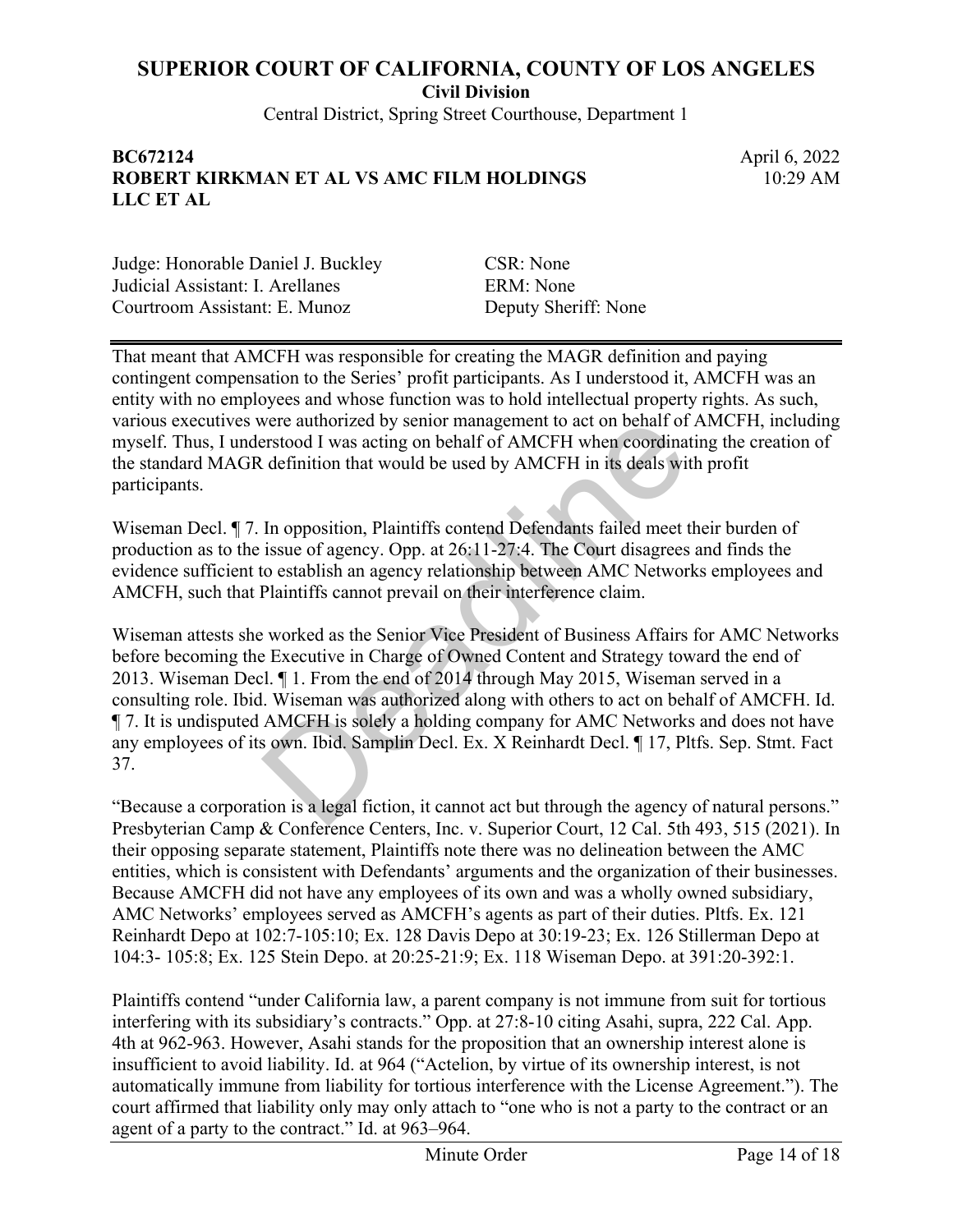That meant that AMCFH was responsible for creating the MAGR definition and paying contingent compensation to the Series' profit participants. As I understood it, AMCFH was an entity with no employees and whose function was to hold intellectual property rights. As such, various executives were authorized by senior management to act on behalf of AMCFH, including myself. Thus, I understood I was acting on behalf of AMCFH when coordinating the creation of the standard MAGR definition that would be used by AMCFH in its deals with profit participants.

Wiseman Decl. ¶ 7. In opposition, Plaintiffs contend Defendants failed meet their burden of production as to the issue of agency. Opp. at 26:11-27:4. The Court disagrees and finds the evidence sufficient to establish an agency relationship between AMC Networks employees and AMCFH, such that Plaintiffs cannot prevail on their interference claim.

Wiseman attests she worked as the Senior Vice President of Business Affairs for AMC Networks before becoming the Executive in Charge of Owned Content and Strategy toward the end of 2013. Wiseman Decl. ¶ 1. From the end of 2014 through May 2015, Wiseman served in a consulting role. Ibid. Wiseman was authorized along with others to act on behalf of AMCFH. Id. ¶ 7. It is undisputed AMCFH is solely a holding company for AMC Networks and does not have any employees of its own. Ibid. Samplin Decl. Ex. X Reinhardt Decl. ¶ 17, Pltfs. Sep. Stmt. Fact 37.

"Because a corporation is a legal fiction, it cannot act but through the agency of natural persons." Presbyterian Camp & Conference Centers, Inc. v. Superior Court, 12 Cal. 5th 493, 515 (2021). In their opposing separate statement, Plaintiffs note there was no delineation between the AMC entities, which is consistent with Defendants' arguments and the organization of their businesses. Because AMCFH did not have any employees of its own and was a wholly owned subsidiary, AMC Networks' employees served as AMCFH's agents as part of their duties. Pltfs. Ex. 121 Reinhardt Depo at 102:7-105:10; Ex. 128 Davis Depo at 30:19-23; Ex. 126 Stillerman Depo at 104:3- 105:8; Ex. 125 Stein Depo. at 20:25-21:9; Ex. 118 Wiseman Depo. at 391:20-392:1.

Plaintiffs contend "under California law, a parent company is not immune from suit for tortious interfering with its subsidiary's contracts." Opp. at 27:8-10 citing Asahi, supra, 222 Cal. App. 4th at 962-963. However, Asahi stands for the proposition that an ownership interest alone is insufficient to avoid liability. Id. at 964 ("Actelion, by virtue of its ownership interest, is not automatically immune from liability for tortious interference with the License Agreement."). The court affirmed that liability only may only attach to "one who is not a party to the contract or an agent of a party to the contract." Id. at 963–964.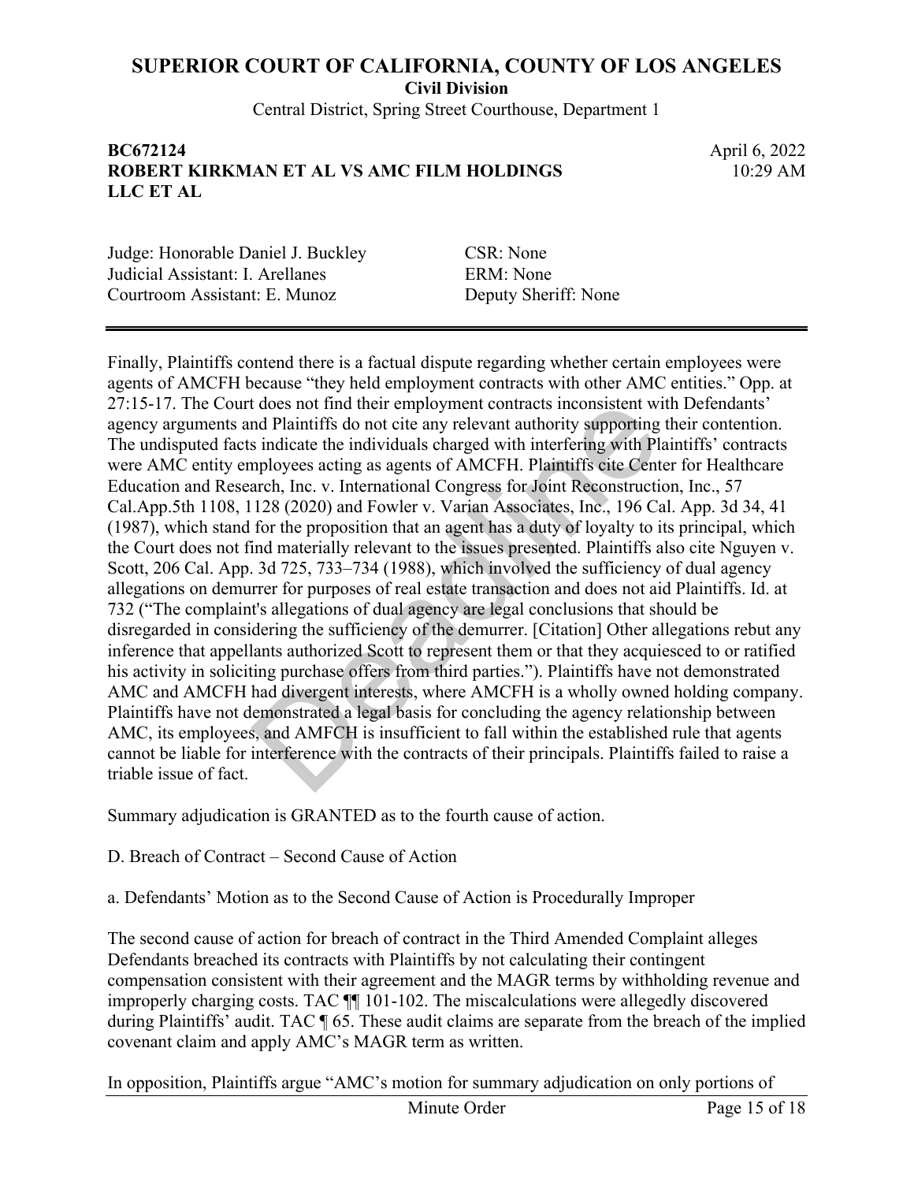# SUPERIOR COURT OF CALIFORNIA, COUNTY OF LOS ANGELES

**Civil Division**

Central District, Spring Street Courthouse, Department 1

**BC672124**
**ROBERT KIRKMAN ET AL VS AMC FILM HOLDINGS LLC ET AL**

April 6, 2022
10:29 AM

Judge: Honorable Daniel J. Buckley
Judicial Assistant: I. Arellanes
Courtroom Assistant: E. Munoz

CSR: None
ERM: None
Deputy Sheriff: None

---

Finally, Plaintiffs contend there is a factual dispute regarding whether certain employees were agents of AMCFH because "they held employment contracts with other AMC entities." Opp. at 27:15-17. The Court does not find their employment contracts inconsistent with Defendants' agency arguments and Plaintiffs do not cite any relevant authority supporting their contention. The undisputed facts indicate the individuals charged with interfering with Plaintiffs' contracts were AMC entity employees acting as agents of AMCFH. Plaintiffs cite Center for Healthcare Education and Research, Inc. v. International Congress for Joint Reconstruction, Inc., 57 Cal.App.5th 1108, 1128 (2020) and Fowler v. Varian Associates, Inc., 196 Cal. App. 3d 34, 41 (1987), which stand for the proposition that an agent has a duty of loyalty to its principal, which the Court does not find materially relevant to the issues presented. Plaintiffs also cite Nguyen v. Scott, 206 Cal. App. 3d 725, 733–734 (1988), which involved the sufficiency of dual agency allegations on demurrer for purposes of real estate transaction and does not aid Plaintiffs. Id. at 732 ("The complaint's allegations of dual agency are legal conclusions that should be disregarded in considering the sufficiency of the demurrer. [Citation] Other allegations rebut any inference that appellants authorized Scott to represent them or that they acquiesced to or ratified his activity in soliciting purchase offers from third parties."). Plaintiffs have not demonstrated AMC and AMCFH had divergent interests, where AMCFH is a wholly owned holding company. Plaintiffs have not demonstrated a legal basis for concluding the agency relationship between AMC, its employees, and AMFCH is insufficient to fall within the established rule that agents cannot be liable for interference with the contracts of their principals. Plaintiffs failed to raise a triable issue of fact.

Summary adjudication is GRANTED as to the fourth cause of action.

D. Breach of Contract – Second Cause of Action

a. Defendants' Motion as to the Second Cause of Action is Procedurally Improper

The second cause of action for breach of contract in the Third Amended Complaint alleges Defendants breached its contracts with Plaintiffs by not calculating their contingent compensation consistent with their agreement and the MAGR terms by withholding revenue and improperly charging costs. TAC ¶¶ 101-102. The miscalculations were allegedly discovered during Plaintiffs' audit. TAC ¶ 65. These audit claims are separate from the breach of the implied covenant claim and apply AMC's MAGR term as written.

In opposition, Plaintiffs argue "AMC's motion for summary adjudication on only portions of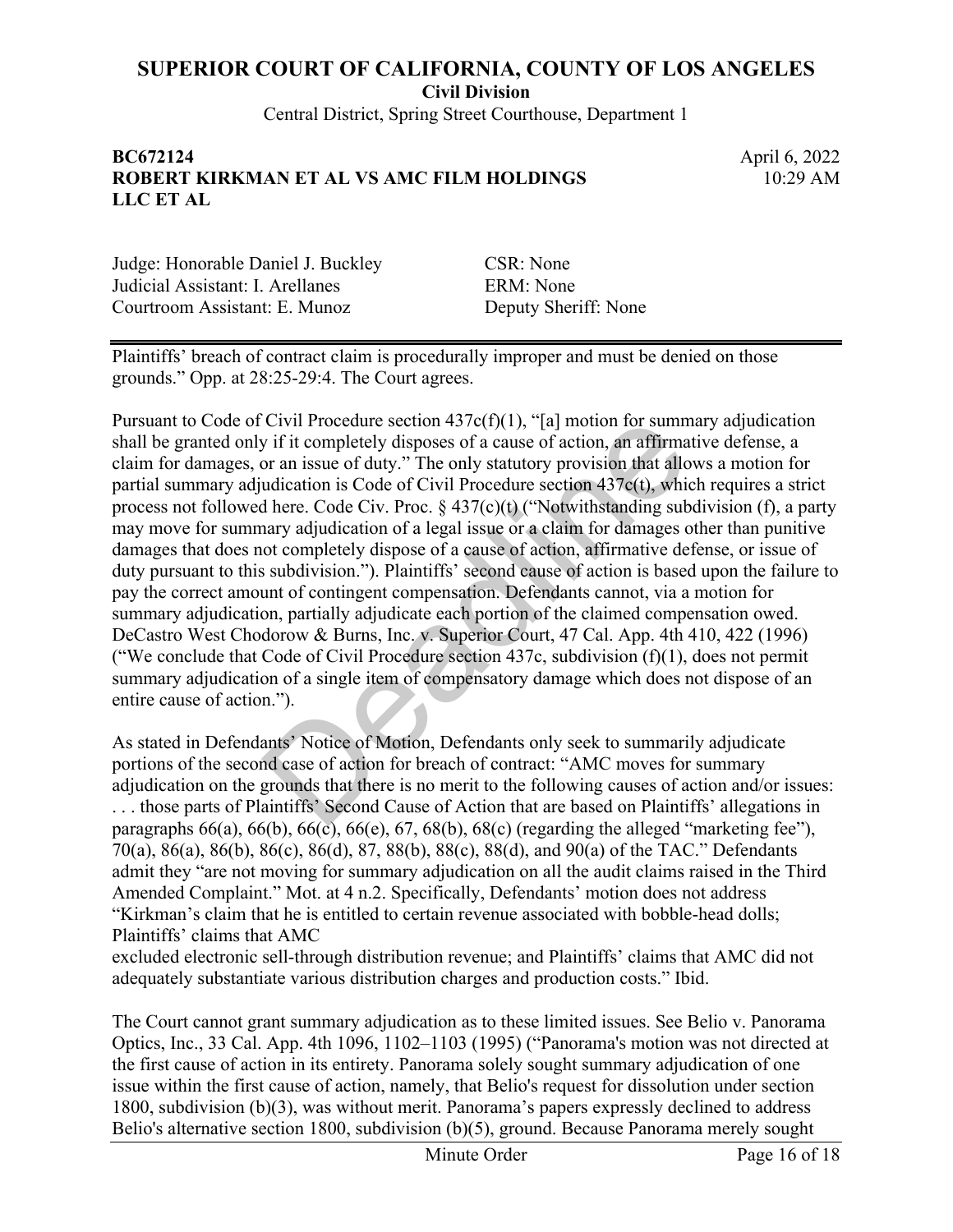Plaintiffs' breach of contract claim is procedurally improper and must be denied on those grounds." Opp. at 28:25-29:4. The Court agrees.

Pursuant to Code of Civil Procedure section 437c(f)(1), "[a] motion for summary adjudication shall be granted only if it completely disposes of a cause of action, an affirmative defense, a claim for damages, or an issue of duty." The only statutory provision that allows a motion for partial summary adjudication is Code of Civil Procedure section 437c(t), which requires a strict process not followed here. Code Civ. Proc. § 437(c)(t) ("Notwithstanding subdivision (f), a party may move for summary adjudication of a legal issue or a claim for damages other than punitive damages that does not completely dispose of a cause of action, affirmative defense, or issue of duty pursuant to this subdivision."). Plaintiffs' second cause of action is based upon the failure to pay the correct amount of contingent compensation. Defendants cannot, via a motion for summary adjudication, partially adjudicate each portion of the claimed compensation owed. DeCastro West Chodorow & Burns, Inc. v. Superior Court, 47 Cal. App. 4th 410, 422 (1996) ("We conclude that Code of Civil Procedure section 437c, subdivision (f)(1), does not permit summary adjudication of a single item of compensatory damage which does not dispose of an entire cause of action.").

As stated in Defendants' Notice of Motion, Defendants only seek to summarily adjudicate portions of the second case of action for breach of contract: "AMC moves for summary adjudication on the grounds that there is no merit to the following causes of action and/or issues: . . . those parts of Plaintiffs' Second Cause of Action that are based on Plaintiffs' allegations in paragraphs 66(a), 66(b), 66(c), 66(e), 67, 68(b), 68(c) (regarding the alleged "marketing fee"), 70(a), 86(a), 86(b), 86(c), 86(d), 87, 88(b), 88(c), 88(d), and 90(a) of the TAC." Defendants admit they "are not moving for summary adjudication on all the audit claims raised in the Third Amended Complaint." Mot. at 4 n.2. Specifically, Defendants' motion does not address "Kirkman's claim that he is entitled to certain revenue associated with bobble-head dolls; Plaintiffs' claims that AMC excluded electronic sell-through distribution revenue; and Plaintiffs' claims that AMC did not adequately substantiate various distribution charges and production costs." Ibid.

The Court cannot grant summary adjudication as to these limited issues. See Belio v. Panorama Optics, Inc., 33 Cal. App. 4th 1096, 1102–1103 (1995) ("Panorama's motion was not directed at the first cause of action in its entirety. Panorama solely sought summary adjudication of one issue within the first cause of action, namely, that Belio's request for dissolution under section 1800, subdivision (b)(3), was without merit. Panorama's papers expressly declined to address Belio's alternative section 1800, subdivision (b)(5), ground. Because Panorama merely sought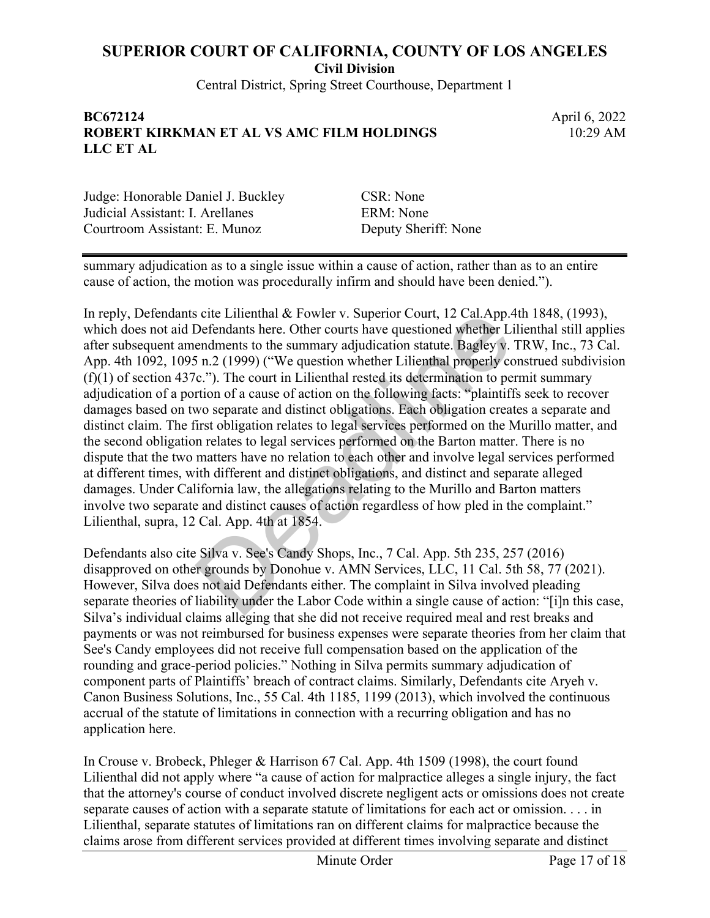summary adjudication as to a single issue within a cause of action, rather than as to an entire cause of action, the motion was procedurally infirm and should have been denied.").

In reply, Defendants cite Lilienthal & Fowler v. Superior Court, 12 Cal.App.4th 1848, (1993), which does not aid Defendants here. Other courts have questioned whether Lilienthal still applies after subsequent amendments to the summary adjudication statute. Bagley v. TRW, Inc., 73 Cal. App. 4th 1092, 1095 n.2 (1999) ("We question whether Lilienthal properly construed subdivision (f)(1) of section 437c."). The court in Lilienthal rested its determination to permit summary adjudication of a portion of a cause of action on the following facts: "plaintiffs seek to recover damages based on two separate and distinct obligations. Each obligation creates a separate and distinct claim. The first obligation relates to legal services performed on the Murillo matter, and the second obligation relates to legal services performed on the Barton matter. There is no dispute that the two matters have no relation to each other and involve legal services performed at different times, with different and distinct obligations, and distinct and separate alleged damages. Under California law, the allegations relating to the Murillo and Barton matters involve two separate and distinct causes of action regardless of how pled in the complaint." Lilienthal, supra, 12 Cal. App. 4th at 1854.

Defendants also cite Silva v. See's Candy Shops, Inc., 7 Cal. App. 5th 235, 257 (2016) disapproved on other grounds by Donohue v. AMN Services, LLC, 11 Cal. 5th 58, 77 (2021). However, Silva does not aid Defendants either. The complaint in Silva involved pleading separate theories of liability under the Labor Code within a single cause of action: "[i]n this case, Silva's individual claims alleging that she did not receive required meal and rest breaks and payments or was not reimbursed for business expenses were separate theories from her claim that See's Candy employees did not receive full compensation based on the application of the rounding and grace-period policies." Nothing in Silva permits summary adjudication of component parts of Plaintiffs' breach of contract claims. Similarly, Defendants cite Aryeh v. Canon Business Solutions, Inc., 55 Cal. 4th 1185, 1199 (2013), which involved the continuous accrual of the statute of limitations in connection with a recurring obligation and has no application here.

In Crouse v. Brobeck, Phleger & Harrison 67 Cal. App. 4th 1509 (1998), the court found Lilienthal did not apply where "a cause of action for malpractice alleges a single injury, the fact that the attorney's course of conduct involved discrete negligent acts or omissions does not create separate causes of action with a separate statute of limitations for each act or omission. . . . in Lilienthal, separate statutes of limitations ran on different claims for malpractice because the claims arose from different services provided at different times involving separate and distinct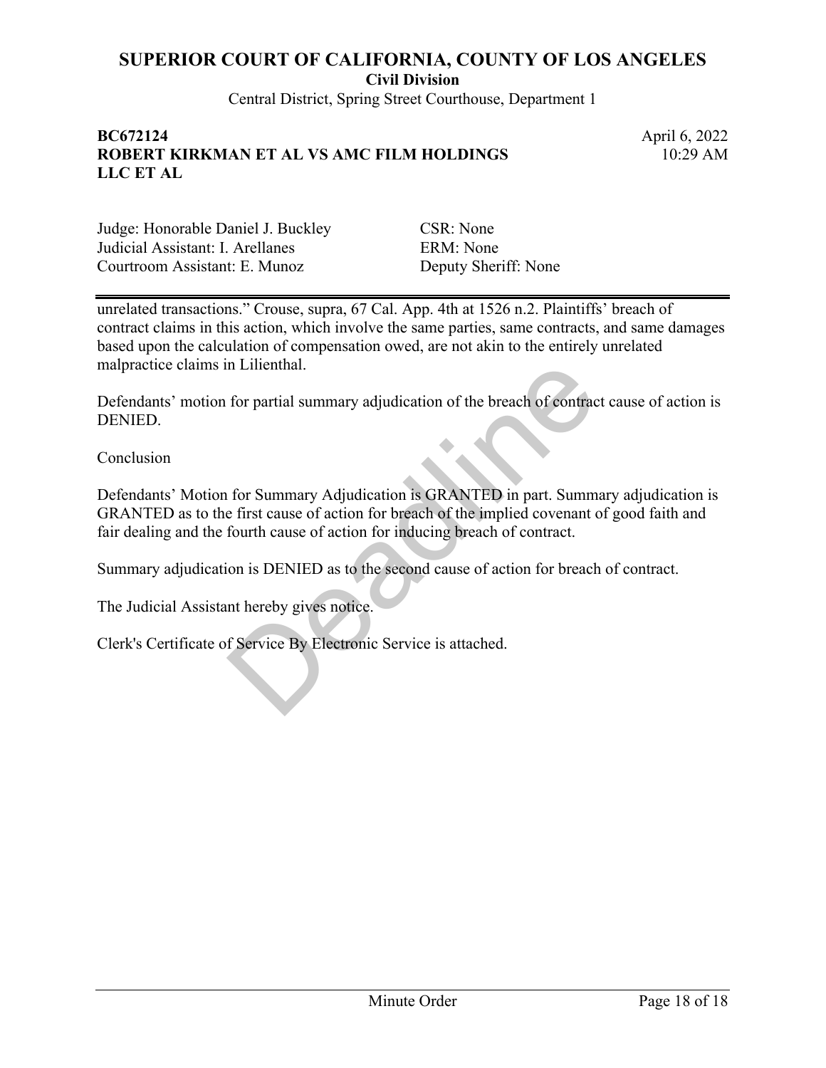unrelated transactions." Crouse, supra, 67 Cal. App. 4th at 1526 n.2. Plaintiffs' breach of contract claims in this action, which involve the same parties, same contracts, and same damages based upon the calculation of compensation owed, are not akin to the entirely unrelated malpractice claims in Lilienthal.

Defendants' motion for partial summary adjudication of the breach of contract cause of action is DENIED.

Conclusion

Defendants' Motion for Summary Adjudication is GRANTED in part. Summary adjudication is GRANTED as to the first cause of action for breach of the implied covenant of good faith and fair dealing and the fourth cause of action for inducing breach of contract.

Summary adjudication is DENIED as to the second cause of action for breach of contract.

The Judicial Assistant hereby gives notice.

Clerk's Certificate of Service By Electronic Service is attached.